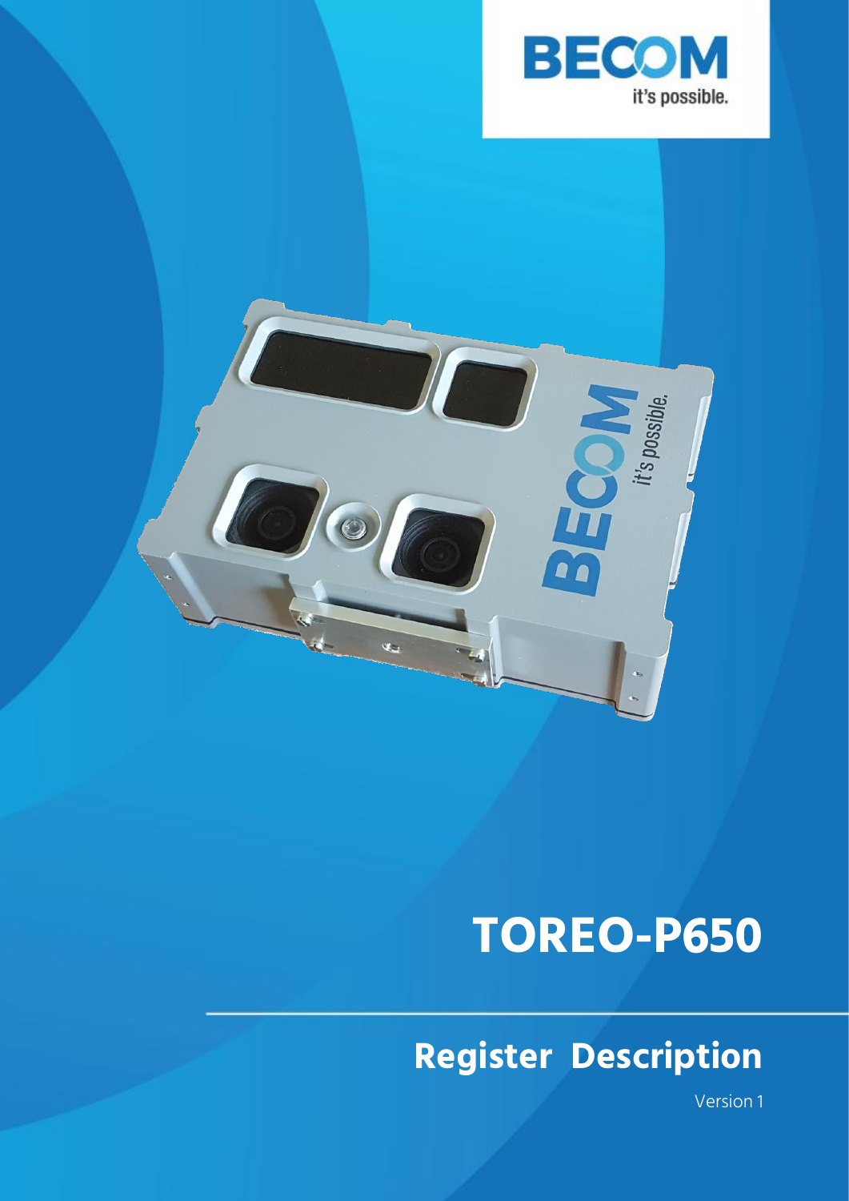BECOM

it's possible.

# TOREO-P650

## Register Description

Version 1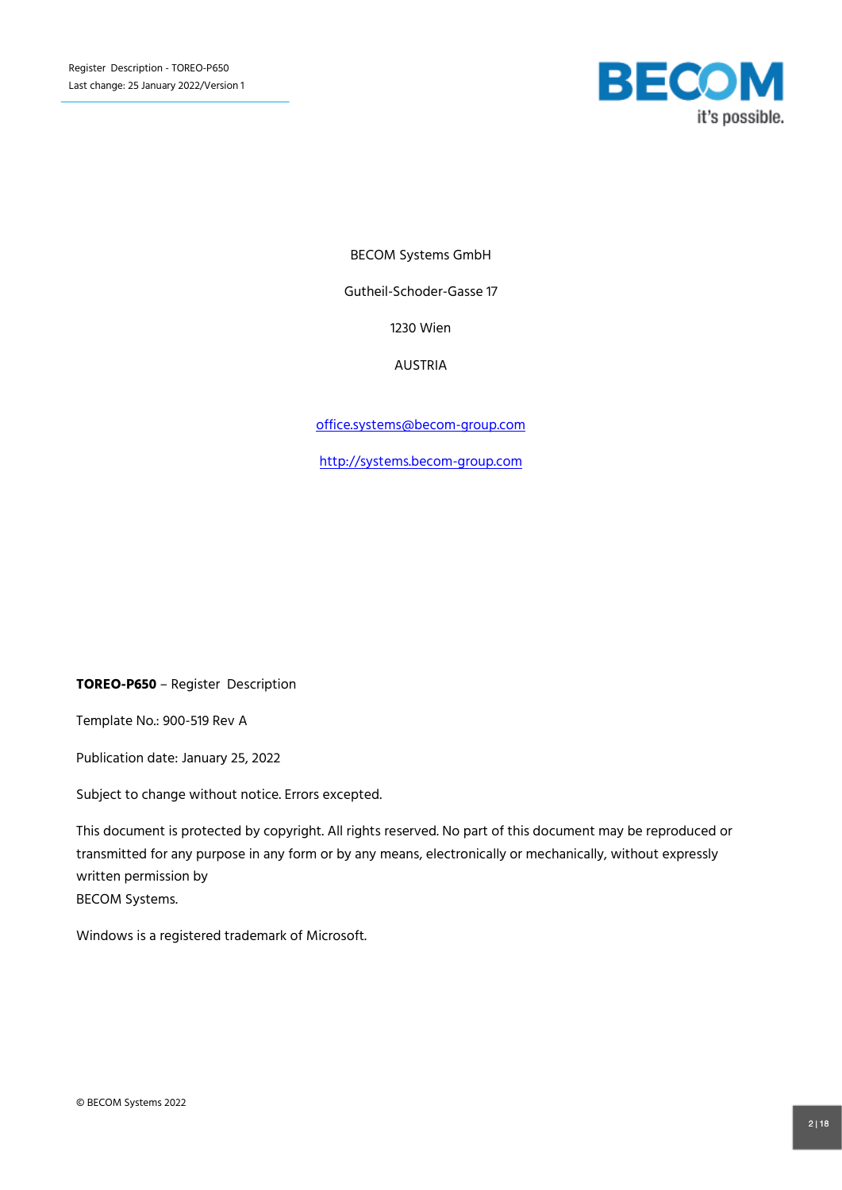BECOM Systems GmbH

Gutheil-Schoder-Gasse 17

1230 Wien

AUSTRIA

office.systems@becom-group.com

http://systems.becom-group.com

**TOREO-P650** – Register Description

Template No.: 900-519 Rev A

Publication date: January 25, 2022

Subject to change without notice. Errors excepted.

This document is protected by copyright. All rights reserved. No part of this document may be reproduced or transmitted for any purpose in any form or by any means, electronically or mechanically, without expressly written permission by
BECOM Systems.

Windows is a registered trademark of Microsoft.

© BECOM Systems 2022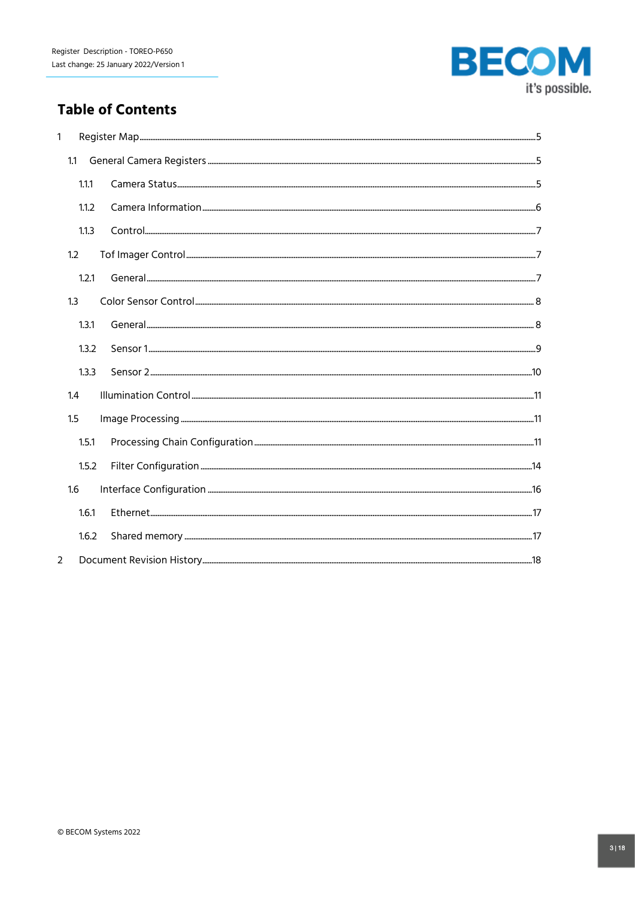# Table of Contents

1 Register Map ........ 5

- 1.1 General Camera Registers ........ 5
  - 1.1.1 Camera Status ........ 5
  - 1.1.2 Camera Information ........ 6
  - 1.1.3 Control ........ 7
- 1.2 Tof Imager Control ........ 7
  - 1.2.1 General ........ 7
- 1.3 Color Sensor Control ........ 8
  - 1.3.1 General ........ 8
  - 1.3.2 Sensor 1 ........ 9
  - 1.3.3 Sensor 2 ........ 10
- 1.4 Illumination Control ........ 11
- 1.5 Image Processing ........ 11
  - 1.5.1 Processing Chain Configuration ........ 11
  - 1.5.2 Filter Configuration ........ 14
- 1.6 Interface Configuration ........ 16
  - 1.6.1 Ethernet ........ 17
  - 1.6.2 Shared memory ........ 17

2 Document Revision History ........ 18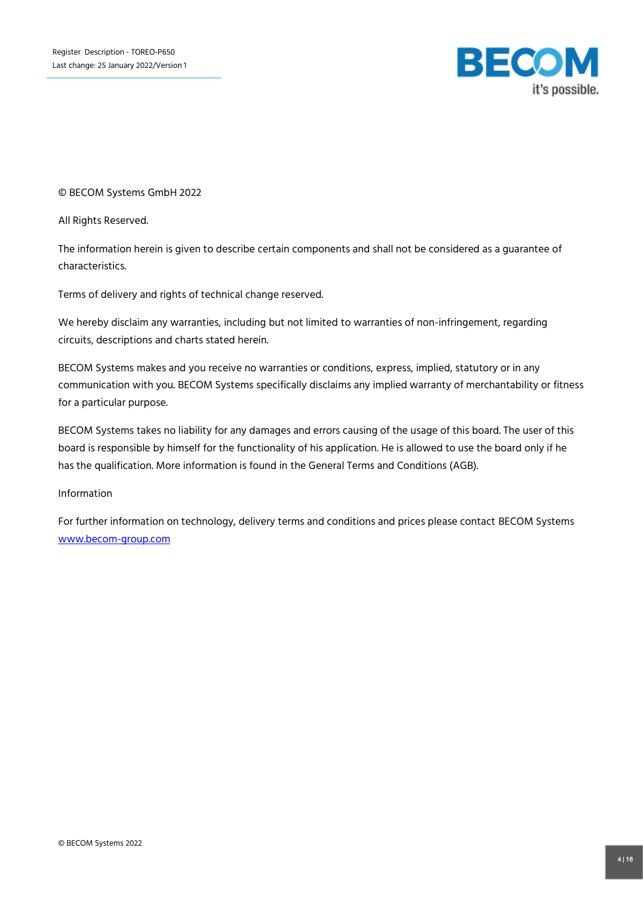© BECOM Systems GmbH 2022

All Rights Reserved.

The information herein is given to describe certain components and shall not be considered as a guarantee of characteristics.

Terms of delivery and rights of technical change reserved.

We hereby disclaim any warranties, including but not limited to warranties of non-infringement, regarding circuits, descriptions and charts stated herein.

BECOM Systems makes and you receive no warranties or conditions, express, implied, statutory or in any communication with you. BECOM Systems specifically disclaims any implied warranty of merchantability or fitness for a particular purpose.

BECOM Systems takes no liability for any damages and errors causing of the usage of this board. The user of this board is responsible by himself for the functionality of his application. He is allowed to use the board only if he has the qualification. More information is found in the General Terms and Conditions (AGB).

Information

For further information on technology, delivery terms and conditions and prices please contact BECOM Systems [www.becom-group.com](http://www.becom-group.com)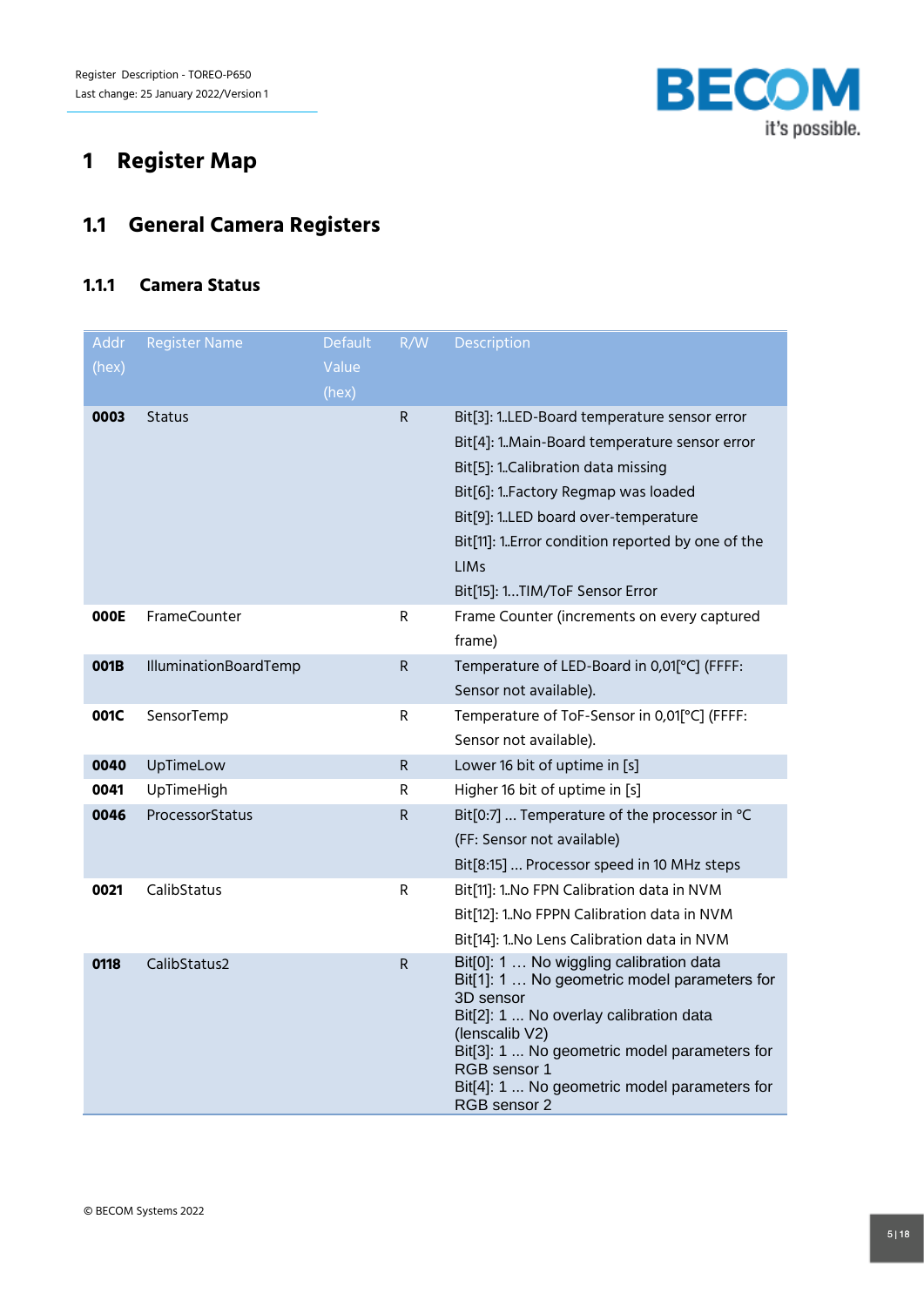# 1 Register Map

## 1.1 General Camera Registers

### 1.1.1 Camera Status

| Addr (hex) | Register Name | Default Value (hex) | R/W | Description |
|---|---|---|---|---|
| **0003** | Status | | R | Bit[3]: 1..LED-Board temperature sensor error<br>Bit[4]: 1..Main-Board temperature sensor error<br>Bit[5]: 1..Calibration data missing<br>Bit[6]: 1..Factory Regmap was loaded<br>Bit[9]: 1..LED board over-temperature<br>Bit[11]: 1..Error condition reported by one of the LIMs<br>Bit[15]: 1...TIM/ToF Sensor Error |
| **000E** | FrameCounter | | R | Frame Counter (increments on every captured frame) |
| **001B** | IlluminationBoardTemp | | R | Temperature of LED-Board in 0,01[°C] (FFFF: Sensor not available). |
| **001C** | SensorTemp | | R | Temperature of ToF-Sensor in 0,01[°C] (FFFF: Sensor not available). |
| **0040** | UpTimeLow | | R | Lower 16 bit of uptime in [s] |
| **0041** | UpTimeHigh | | R | Higher 16 bit of uptime in [s] |
| **0046** | ProcessorStatus | | R | Bit[0:7] ... Temperature of the processor in °C (FF: Sensor not available)<br>Bit[8:15] ... Processor speed in 10 MHz steps |
| **0021** | CalibStatus | | R | Bit[11]: 1..No FPN Calibration data in NVM<br>Bit[12]: 1..No FPPN Calibration data in NVM<br>Bit[14]: 1..No Lens Calibration data in NVM |
| **0118** | CalibStatus2 | | R | Bit[0]: 1 … No wiggling calibration data<br>Bit[1]: 1 … No geometric model parameters for 3D sensor<br>Bit[2]: 1 ... No overlay calibration data (lenscalib V2)<br>Bit[3]: 1 ... No geometric model parameters for RGB sensor 1<br>Bit[4]: 1 ... No geometric model parameters for RGB sensor 2 |

© BECOM Systems 2022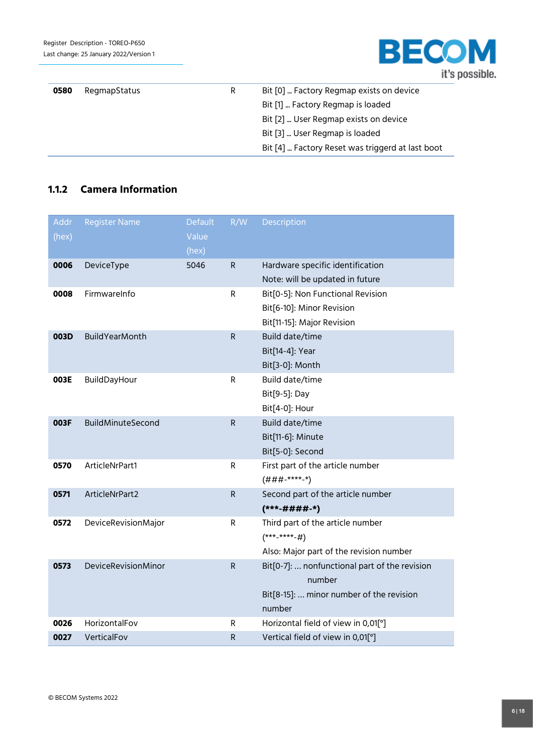| | | | | |
|---|---|---|---|---|
| **0580** | RegmapStatus | | R | Bit [0] … Factory Regmap exists on device<br>Bit [1] … Factory Regmap is loaded<br>Bit [2] … User Regmap exists on device<br>Bit [3] … User Regmap is loaded<br>Bit [4] … Factory Reset was triggerd at last boot |

### 1.1.2 Camera Information

| Addr (hex) | Register Name | Default Value (hex) | R/W | Description |
|---|---|---|---|---|
| **0006** | DeviceType | 5046 | R | Hardware specific identification<br>Note: will be updated in future |
| **0008** | FirmwareInfo | | R | Bit[0-5]: Non Functional Revision<br>Bit[6-10]: Minor Revision<br>Bit[11-15]: Major Revision |
| **003D** | BuildYearMonth | | R | Build date/time<br>Bit[14-4]: Year<br>Bit[3-0]: Month |
| **003E** | BuildDayHour | | R | Build date/time<br>Bit[9-5]: Day<br>Bit[4-0]: Hour |
| **003F** | BuildMinuteSecond | | R | Build date/time<br>Bit[11-6]: Minute<br>Bit[5-0]: Second |
| **0570** | ArticleNrPart1 | | R | First part of the article number<br>(###-****-*) |
| **0571** | ArticleNrPart2 | | R | Second part of the article number<br>**(***-####-*)** |
| **0572** | DeviceRevisionMajor | | R | Third part of the article number<br>(***-****-#)<br>Also: Major part of the revision number |
| **0573** | DeviceRevisionMinor | | R | Bit[0-7]: … nonfunctional part of the revision number<br>Bit[8-15]: … minor number of the revision number |
| **0026** | HorizontalFov | | R | Horizontal field of view in 0,01[°] |
| **0027** | VerticalFov | | R | Vertical field of view in 0,01[°] |

© BECOM Systems 2022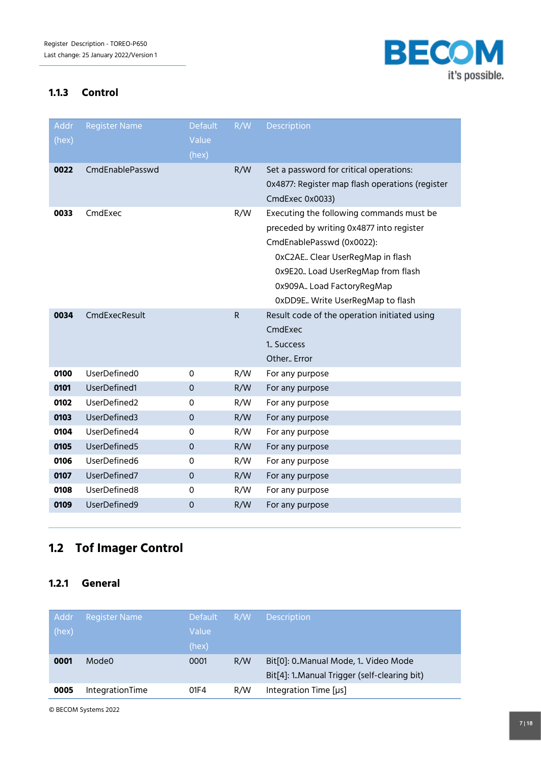### 1.1.3 Control

| Addr (hex) | Register Name | Default Value (hex) | R/W | Description |
|---|---|---|---|---|
| **0022** | CmdEnablePasswd | | R/W | Set a password for critical operations:<br>0x4877: Register map flash operations (register CmdExec 0x0033) |
| **0033** | CmdExec | | R/W | Executing the following commands must be preceded by writing 0x4877 into register CmdEnablePasswd (0x0022):<br>0xC2AE.. Clear UserRegMap in flash<br>0x9E20.. Load UserRegMap from flash<br>0x909A.. Load FactoryRegMap<br>0xDD9E.. Write UserRegMap to flash |
| **0034** | CmdExecResult | | R | Result code of the operation initiated using CmdExec<br>1.. Success<br>Other.. Error |
| **0100** | UserDefined0 | 0 | R/W | For any purpose |
| **0101** | UserDefined1 | 0 | R/W | For any purpose |
| **0102** | UserDefined2 | 0 | R/W | For any purpose |
| **0103** | UserDefined3 | 0 | R/W | For any purpose |
| **0104** | UserDefined4 | 0 | R/W | For any purpose |
| **0105** | UserDefined5 | 0 | R/W | For any purpose |
| **0106** | UserDefined6 | 0 | R/W | For any purpose |
| **0107** | UserDefined7 | 0 | R/W | For any purpose |
| **0108** | UserDefined8 | 0 | R/W | For any purpose |
| **0109** | UserDefined9 | 0 | R/W | For any purpose |

## 1.2 Tof Imager Control

### 1.2.1 General

| Addr (hex) | Register Name | Default Value (hex) | R/W | Description |
|---|---|---|---|---|
| **0001** | Mode0 | 0001 | R/W | Bit[0]: 0..Manual Mode, 1.. Video Mode<br>Bit[4]: 1..Manual Trigger (self-clearing bit) |
| **0005** | IntegrationTime | 01F4 | R/W | Integration Time [µs] |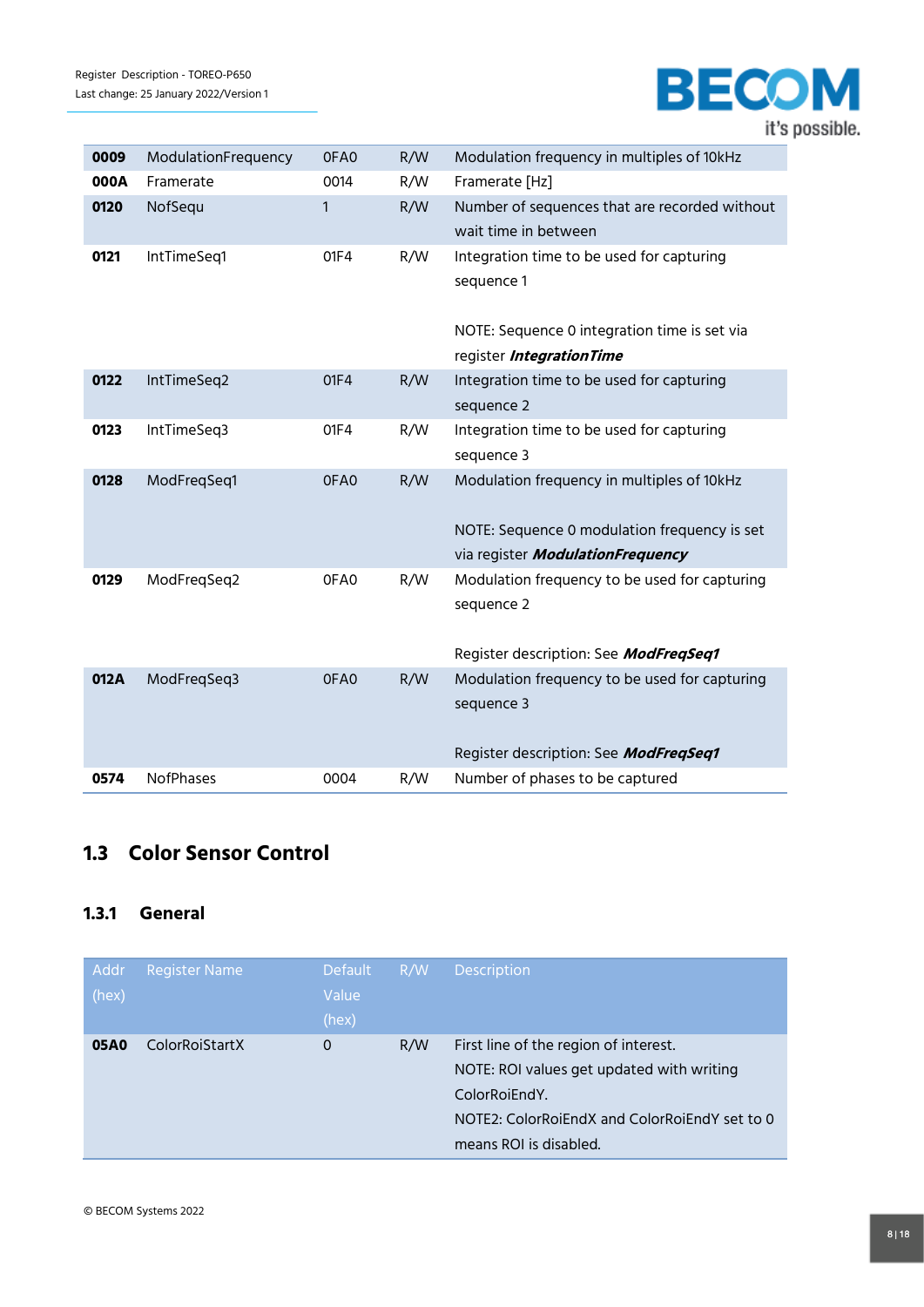| | | | | |
|---|---|---|---|---|
| **0009** | ModulationFrequency | 0FA0 | R/W | Modulation frequency in multiples of 10kHz |
| **000A** | Framerate | 0014 | R/W | Framerate [Hz] |
| **0120** | NofSequ | 1 | R/W | Number of sequences that are recorded without wait time in between |
| **0121** | IntTimeSeq1 | 01F4 | R/W | Integration time to be used for capturing sequence 1<br><br>NOTE: Sequence 0 integration time is set via register ***IntegrationTime*** |
| **0122** | IntTimeSeq2 | 01F4 | R/W | Integration time to be used for capturing sequence 2 |
| **0123** | IntTimeSeq3 | 01F4 | R/W | Integration time to be used for capturing sequence 3 |
| **0128** | ModFreqSeq1 | 0FA0 | R/W | Modulation frequency in multiples of 10kHz<br><br>NOTE: Sequence 0 modulation frequency is set via register ***ModulationFrequency*** |
| **0129** | ModFreqSeq2 | 0FA0 | R/W | Modulation frequency to be used for capturing sequence 2<br><br>Register description: See ***ModFreqSeq1*** |
| **012A** | ModFreqSeq3 | 0FA0 | R/W | Modulation frequency to be used for capturing sequence 3<br><br>Register description: See ***ModFreqSeq1*** |
| **0574** | NofPhases | 0004 | R/W | Number of phases to be captured |

## 1.3 Color Sensor Control

### 1.3.1 General

| Addr (hex) | Register Name | Default Value (hex) | R/W | Description |
|---|---|---|---|---|
| **05A0** | ColorRoiStartX | 0 | R/W | First line of the region of interest.<br>NOTE: ROI values get updated with writing ColorRoiEndY.<br>NOTE2: ColorRoiEndX and ColorRoiEndY set to 0 means ROI is disabled. |

© BECOM Systems 2022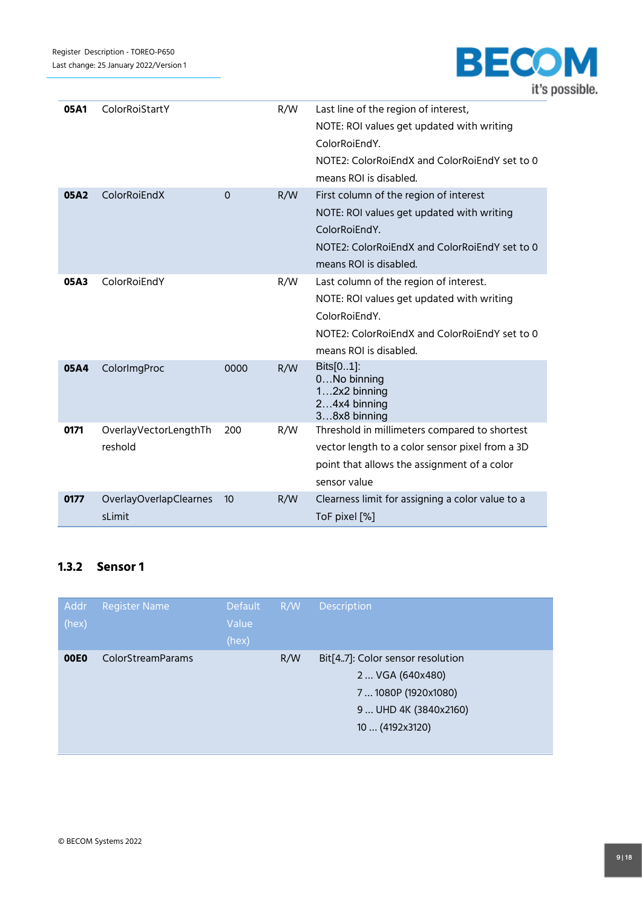| | | | | |
|---|---|---|---|---|
| **05A1** | ColorRoiStartY | | R/W | Last line of the region of interest,<br>NOTE: ROI values get updated with writing ColorRoiEndY.<br>NOTE2: ColorRoiEndX and ColorRoiEndY set to 0 means ROI is disabled. |
| **05A2** | ColorRoiEndX | 0 | R/W | First column of the region of interest<br>NOTE: ROI values get updated with writing ColorRoiEndY.<br>NOTE2: ColorRoiEndX and ColorRoiEndY set to 0 means ROI is disabled. |
| **05A3** | ColorRoiEndY | | R/W | Last column of the region of interest.<br>NOTE: ROI values get updated with writing ColorRoiEndY.<br>NOTE2: ColorRoiEndX and ColorRoiEndY set to 0 means ROI is disabled. |
| **05A4** | ColorImgProc | 0000 | R/W | Bits[0..1]:<br>0…No binning<br>1…2x2 binning<br>2…4x4 binning<br>3…8x8 binning |
| **0171** | OverlayVectorLengthThreshold | 200 | R/W | Threshold in millimeters compared to shortest vector length to a color sensor pixel from a 3D point that allows the assignment of a color sensor value |
| **0177** | OverlayOverlapClearnessLimit | 10 | R/W | Clearness limit for assigning a color value to a ToF pixel [%] |

### 1.3.2 Sensor 1

| Addr (hex) | Register Name | Default Value (hex) | R/W | Description |
|---|---|---|---|---|
| **00E0** | ColorStreamParams | | R/W | Bit[4..7]: Color sensor resolution<br>2 … VGA (640x480)<br>7 … 1080P (1920x1080)<br>9 … UHD 4K (3840x2160)<br>10 … (4192x3120) |

© BECOM Systems 2022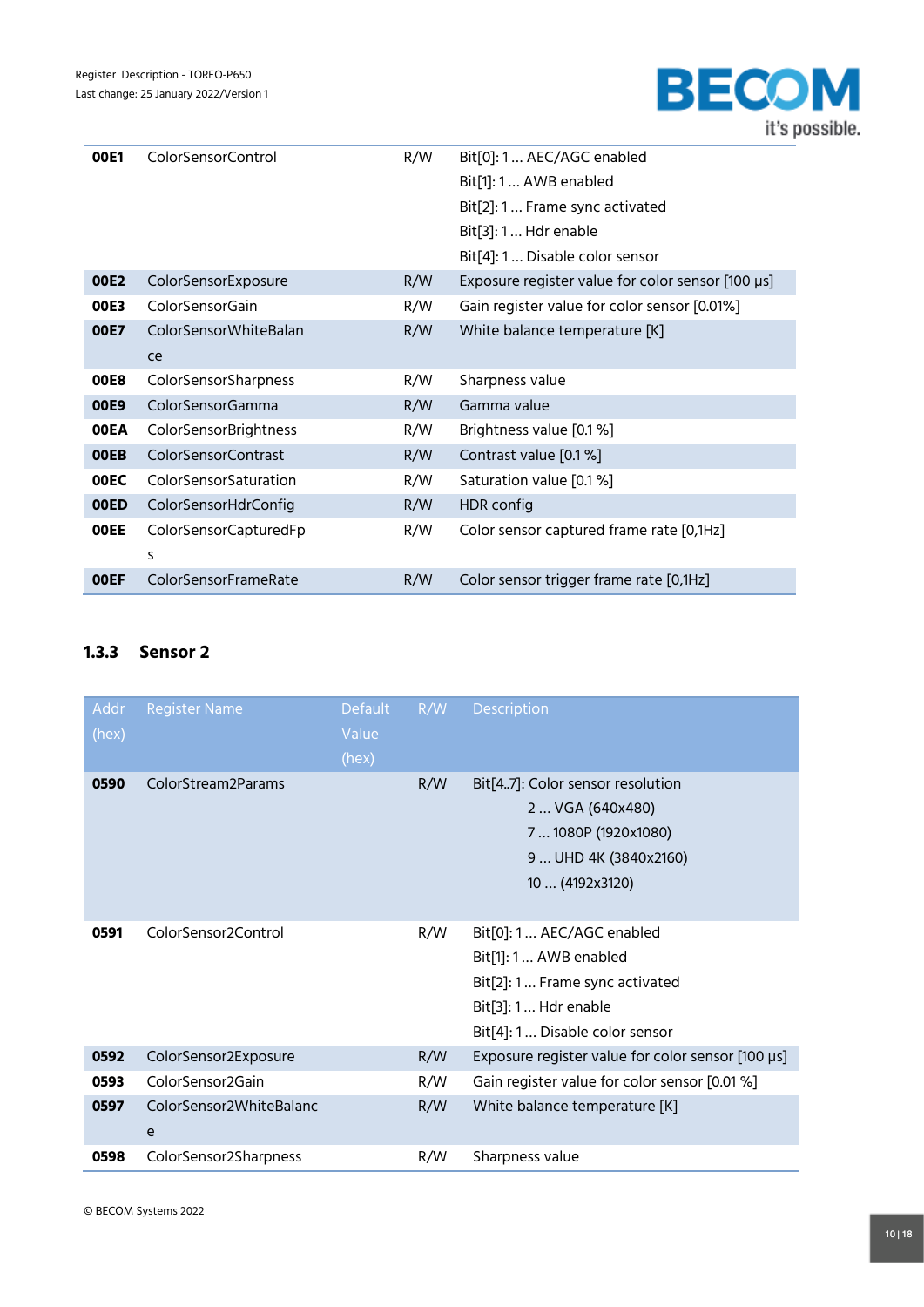| | | | |
|---|---|---|---|
| **00E1** | ColorSensorControl | R/W | Bit[0]: 1 ... AEC/AGC enabled<br>Bit[1]: 1 ... AWB enabled<br>Bit[2]: 1 ... Frame sync activated<br>Bit[3]: 1 ... Hdr enable<br>Bit[4]: 1 ... Disable color sensor |
| **00E2** | ColorSensorExposure | R/W | Exposure register value for color sensor [100 µs] |
| **00E3** | ColorSensorGain | R/W | Gain register value for color sensor [0.01%] |
| **00E7** | ColorSensorWhiteBalance | R/W | White balance temperature [K] |
| **00E8** | ColorSensorSharpness | R/W | Sharpness value |
| **00E9** | ColorSensorGamma | R/W | Gamma value |
| **00EA** | ColorSensorBrightness | R/W | Brightness value [0.1 %] |
| **00EB** | ColorSensorContrast | R/W | Contrast value [0.1 %] |
| **00EC** | ColorSensorSaturation | R/W | Saturation value [0.1 %] |
| **00ED** | ColorSensorHdrConfig | R/W | HDR config |
| **00EE** | ColorSensorCapturedFps | R/W | Color sensor captured frame rate [0,1Hz] |
| **00EF** | ColorSensorFrameRate | R/W | Color sensor trigger frame rate [0,1Hz] |

### 1.3.3 Sensor 2

| Addr (hex) | Register Name | Default Value (hex) | R/W | Description |
|---|---|---|---|---|
| **0590** | ColorStream2Params | | R/W | Bit[4..7]: Color sensor resolution<br>2 ... VGA (640x480)<br>7 ... 1080P (1920x1080)<br>9 ... UHD 4K (3840x2160)<br>10 ... (4192x3120) |
| **0591** | ColorSensor2Control | | R/W | Bit[0]: 1 ... AEC/AGC enabled<br>Bit[1]: 1 ... AWB enabled<br>Bit[2]: 1 ... Frame sync activated<br>Bit[3]: 1 ... Hdr enable<br>Bit[4]: 1 ... Disable color sensor |
| **0592** | ColorSensor2Exposure | | R/W | Exposure register value for color sensor [100 µs] |
| **0593** | ColorSensor2Gain | | R/W | Gain register value for color sensor [0.01 %] |
| **0597** | ColorSensor2WhiteBalance | | R/W | White balance temperature [K] |
| **0598** | ColorSensor2Sharpness | | R/W | Sharpness value |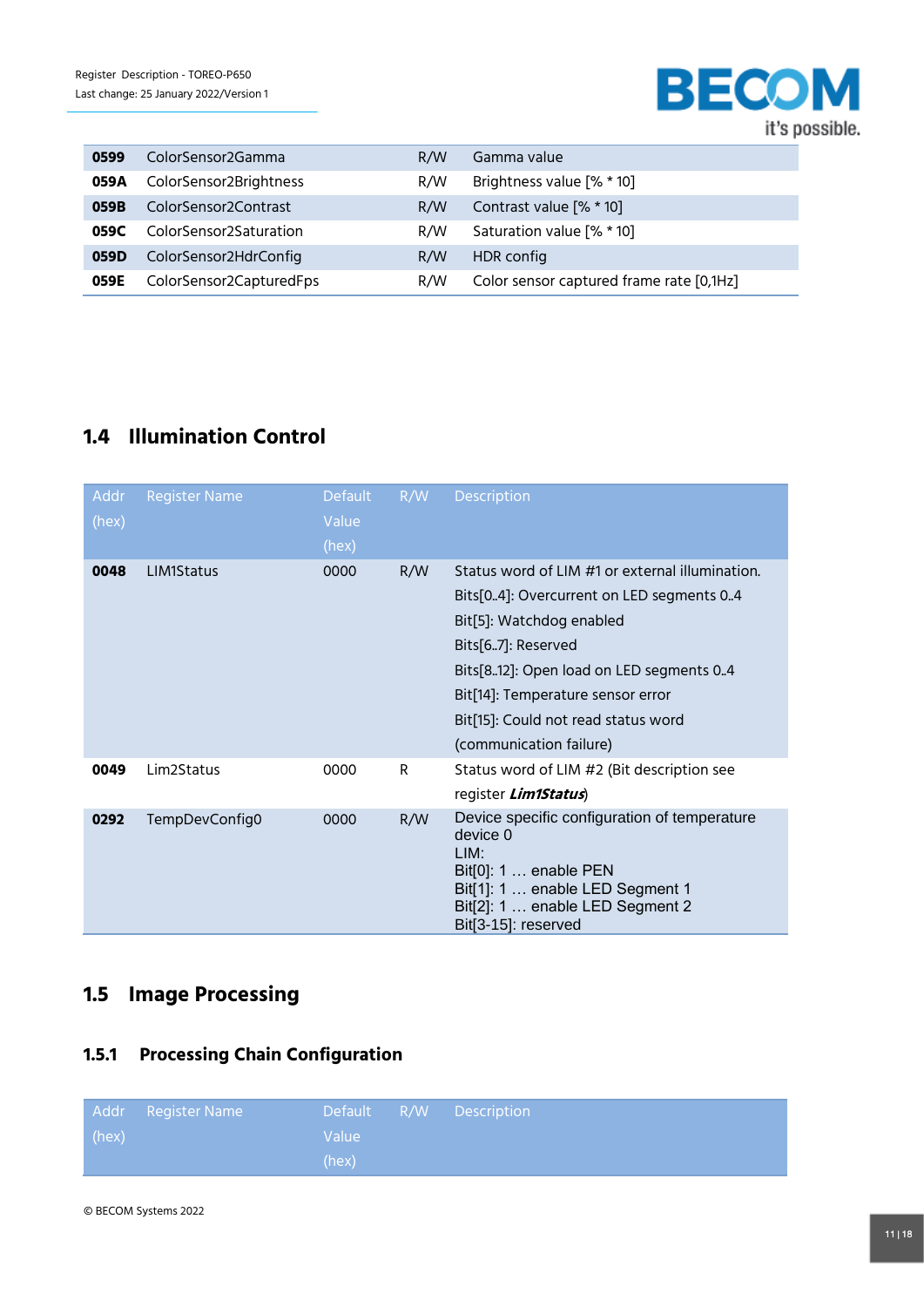| | | | |
|---|---|---|---|
| **0599** | ColorSensor2Gamma | R/W | Gamma value |
| **059A** | ColorSensor2Brightness | R/W | Brightness value [% * 10] |
| **059B** | ColorSensor2Contrast | R/W | Contrast value [% * 10] |
| **059C** | ColorSensor2Saturation | R/W | Saturation value [% * 10] |
| **059D** | ColorSensor2HdrConfig | R/W | HDR config |
| **059E** | ColorSensor2CapturedFps | R/W | Color sensor captured frame rate [0,1Hz] |

## 1.4 Illumination Control

| Addr (hex) | Register Name | Default Value (hex) | R/W | Description |
|---|---|---|---|---|
| **0048** | LIM1Status | 0000 | R/W | Status word of LIM #1 or external illumination.<br>Bits[0..4]: Overcurrent on LED segments 0..4<br>Bit[5]: Watchdog enabled<br>Bits[6..7]: Reserved<br>Bits[8..12]: Open load on LED segments 0..4<br>Bit[14]: Temperature sensor error<br>Bit[15]: Could not read status word (communication failure) |
| **0049** | Lim2Status | 0000 | R | Status word of LIM #2 (Bit description see register ***Lim1Status***) |
| **0292** | TempDevConfig0 | 0000 | R/W | Device specific configuration of temperature device 0<br>LIM:<br>Bit[0]: 1 … enable PEN<br>Bit[1]: 1 … enable LED Segment 1<br>Bit[2]: 1 … enable LED Segment 2<br>Bit[3-15]: reserved |

## 1.5 Image Processing

### 1.5.1 Processing Chain Configuration

| Addr (hex) | Register Name | Default Value (hex) | R/W | Description |
|---|---|---|---|---|

© BECOM Systems 2022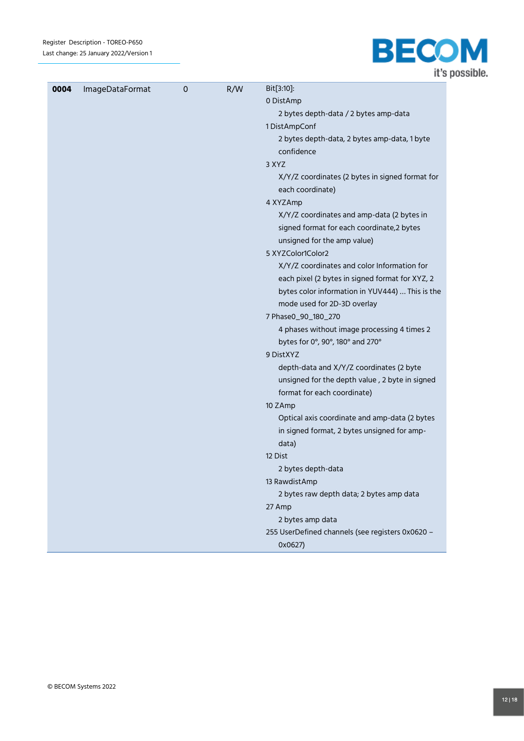| | | | | |
|---|---|---|---|---|
| **0004** | ImageDataFormat | 0 | R/W | Bit[3:10]:<br>0 DistAmp<br>&nbsp;&nbsp;&nbsp;&nbsp;2 bytes depth-data / 2 bytes amp-data<br>1 DistAmpConf<br>&nbsp;&nbsp;&nbsp;&nbsp;2 bytes depth-data, 2 bytes amp-data, 1 byte confidence<br>3 XYZ<br>&nbsp;&nbsp;&nbsp;&nbsp;X/Y/Z coordinates (2 bytes in signed format for each coordinate)<br>4 XYZAmp<br>&nbsp;&nbsp;&nbsp;&nbsp;X/Y/Z coordinates and amp-data (2 bytes in signed format for each coordinate,2 bytes unsigned for the amp value)<br>5 XYZColor1Color2<br>&nbsp;&nbsp;&nbsp;&nbsp;X/Y/Z coordinates and color Information for each pixel (2 bytes in signed format for XYZ, 2 bytes color information in YUV444) … This is the mode used for 2D-3D overlay<br>7 Phase0_90_180_270<br>&nbsp;&nbsp;&nbsp;&nbsp;4 phases without image processing 4 times 2 bytes for 0°, 90°, 180° and 270°<br>9 DistXYZ<br>&nbsp;&nbsp;&nbsp;&nbsp;depth-data and X/Y/Z coordinates (2 byte unsigned for the depth value , 2 byte in signed format for each coordinate)<br>10 ZAmp<br>&nbsp;&nbsp;&nbsp;&nbsp;Optical axis coordinate and amp-data (2 bytes in signed format, 2 bytes unsigned for amp-data)<br>12 Dist<br>&nbsp;&nbsp;&nbsp;&nbsp;2 bytes depth-data<br>13 RawdistAmp<br>&nbsp;&nbsp;&nbsp;&nbsp;2 bytes raw depth data; 2 bytes amp data<br>27 Amp<br>&nbsp;&nbsp;&nbsp;&nbsp;2 bytes amp data<br>255 UserDefined channels (see registers 0x0620 – 0x0627) |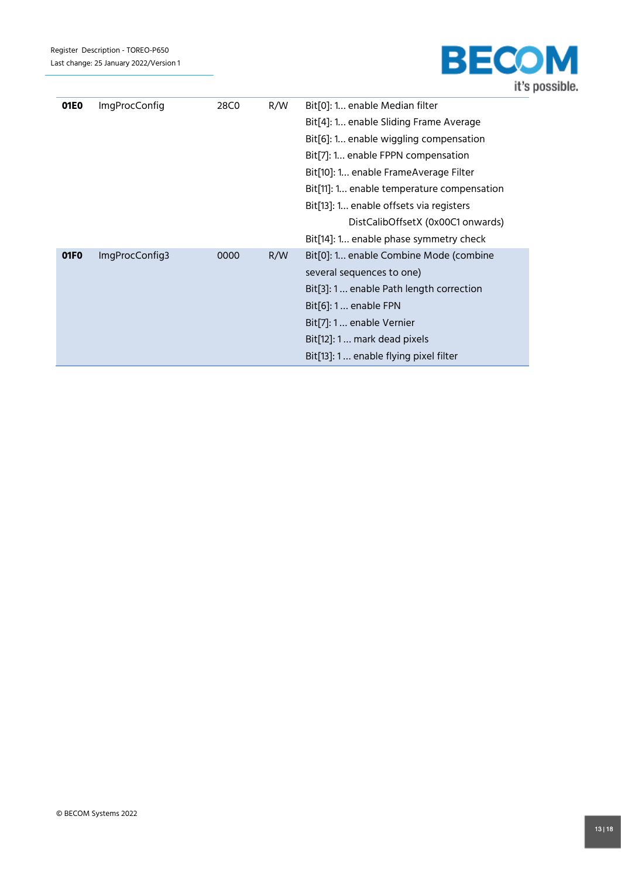| | | | | |
|---|---|---|---|---|
| **01E0** | ImgProcConfig | 28C0 | R/W | Bit[0]: 1... enable Median filter<br>Bit[4]: 1... enable Sliding Frame Average<br>Bit[6]: 1... enable wiggling compensation<br>Bit[7]: 1... enable FPPN compensation<br>Bit[10]: 1... enable FrameAverage Filter<br>Bit[11]: 1... enable temperature compensation<br>Bit[13]: 1... enable offsets via registers DistCalibOffsetX (0x00C1 onwards)<br>Bit[14]: 1... enable phase symmetry check |
| **01F0** | ImgProcConfig3 | 0000 | R/W | Bit[0]: 1... enable Combine Mode (combine several sequences to one)<br>Bit[3]: 1 ... enable Path length correction<br>Bit[6]: 1 ... enable FPN<br>Bit[7]: 1 ... enable Vernier<br>Bit[12]: 1 ... mark dead pixels<br>Bit[13]: 1 ... enable flying pixel filter |

© BECOM Systems 2022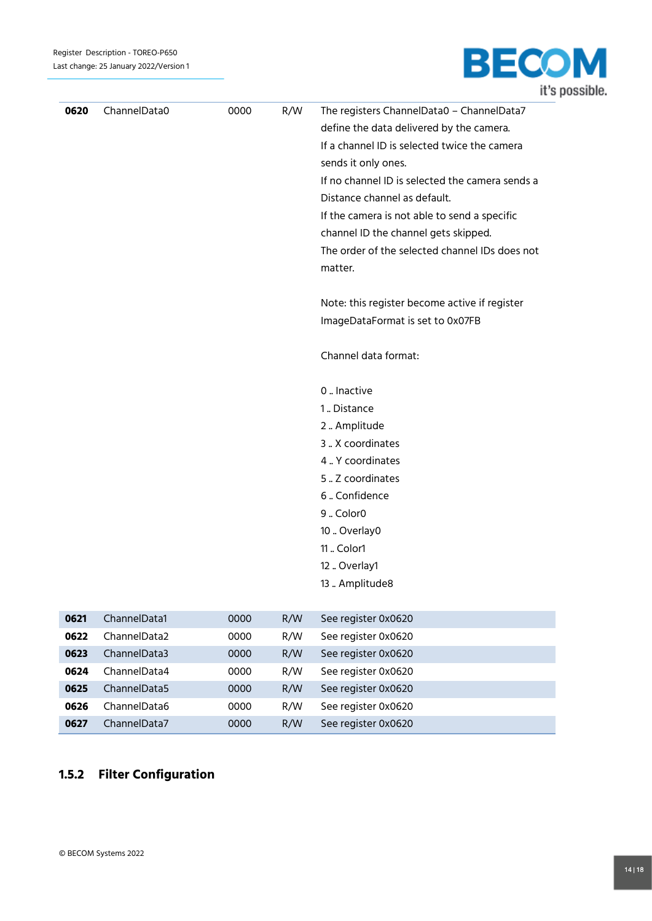| | | | | |
|---|---|---|---|---|
| **0620** | ChannelData0 | 0000 | R/W | The registers ChannelData0 – ChannelData7 define the data delivered by the camera.<br>If a channel ID is selected twice the camera sends it only ones.<br>If no channel ID is selected the camera sends a Distance channel as default.<br>If the camera is not able to send a specific channel ID the channel gets skipped.<br>The order of the selected channel IDs does not matter.<br><br>Note: this register become active if register ImageDataFormat is set to 0x07FB<br><br>Channel data format:<br><br>0 .. Inactive<br>1 .. Distance<br>2 .. Amplitude<br>3 .. X coordinates<br>4 .. Y coordinates<br>5 .. Z coordinates<br>6 .. Confidence<br>9 .. Color0<br>10 .. Overlay0<br>11 .. Color1<br>12 .. Overlay1<br>13 .. Amplitude8 |
| **0621** | ChannelData1 | 0000 | R/W | See register 0x0620 |
| **0622** | ChannelData2 | 0000 | R/W | See register 0x0620 |
| **0623** | ChannelData3 | 0000 | R/W | See register 0x0620 |
| **0624** | ChannelData4 | 0000 | R/W | See register 0x0620 |
| **0625** | ChannelData5 | 0000 | R/W | See register 0x0620 |
| **0626** | ChannelData6 | 0000 | R/W | See register 0x0620 |
| **0627** | ChannelData7 | 0000 | R/W | See register 0x0620 |

### 1.5.2 Filter Configuration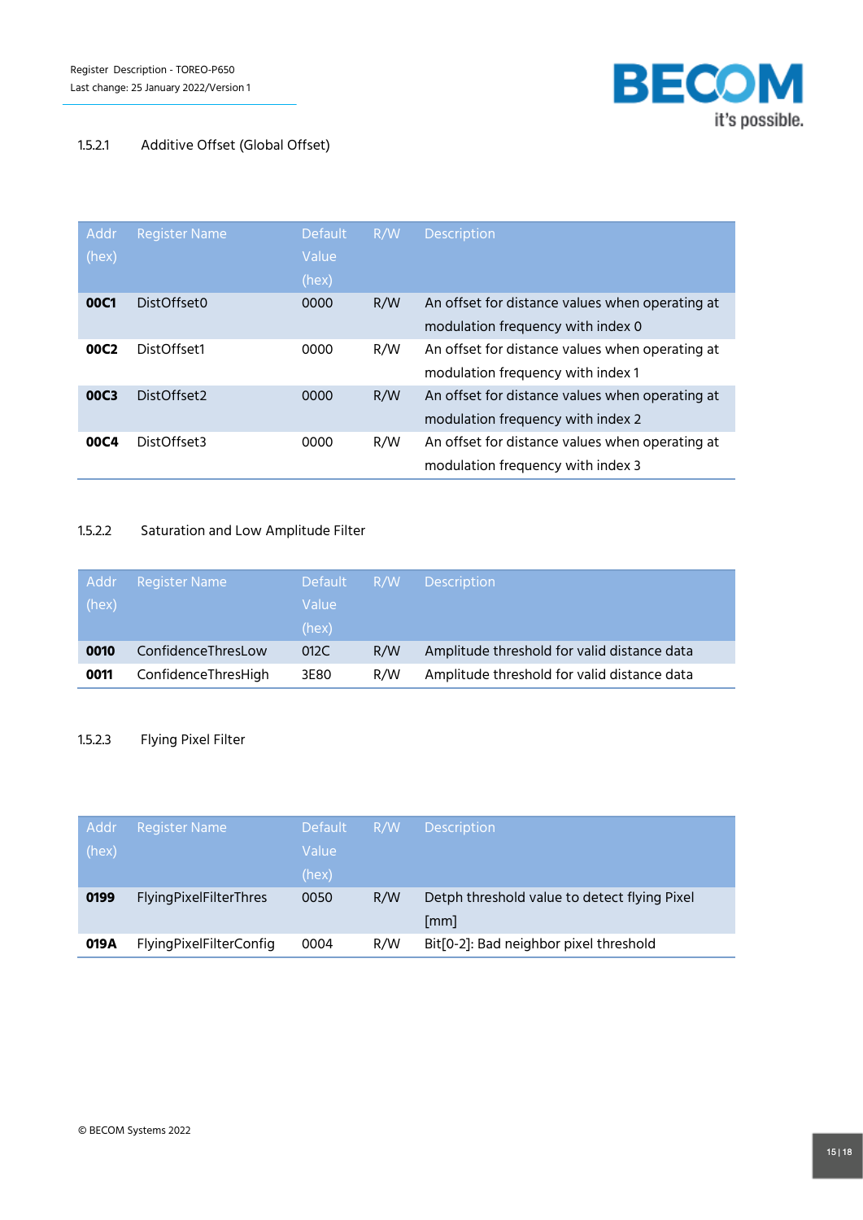#### 1.5.2.1 Additive Offset (Global Offset)

| Addr (hex) | Register Name | Default Value (hex) | R/W | Description |
|---|---|---|---|---|
| **00C1** | DistOffset0 | 0000 | R/W | An offset for distance values when operating at modulation frequency with index 0 |
| **00C2** | DistOffset1 | 0000 | R/W | An offset for distance values when operating at modulation frequency with index 1 |
| **00C3** | DistOffset2 | 0000 | R/W | An offset for distance values when operating at modulation frequency with index 2 |
| **00C4** | DistOffset3 | 0000 | R/W | An offset for distance values when operating at modulation frequency with index 3 |

#### 1.5.2.2 Saturation and Low Amplitude Filter

| Addr (hex) | Register Name | Default Value (hex) | R/W | Description |
|---|---|---|---|---|
| **0010** | ConfidenceThresLow | 012C | R/W | Amplitude threshold for valid distance data |
| **0011** | ConfidenceThresHigh | 3E80 | R/W | Amplitude threshold for valid distance data |

#### 1.5.2.3 Flying Pixel Filter

| Addr (hex) | Register Name | Default Value (hex) | R/W | Description |
|---|---|---|---|---|
| **0199** | FlyingPixelFilterThres | 0050 | R/W | Detph threshold value to detect flying Pixel [mm] |
| **019A** | FlyingPixelFilterConfig | 0004 | R/W | Bit[0-2]: Bad neighbor pixel threshold |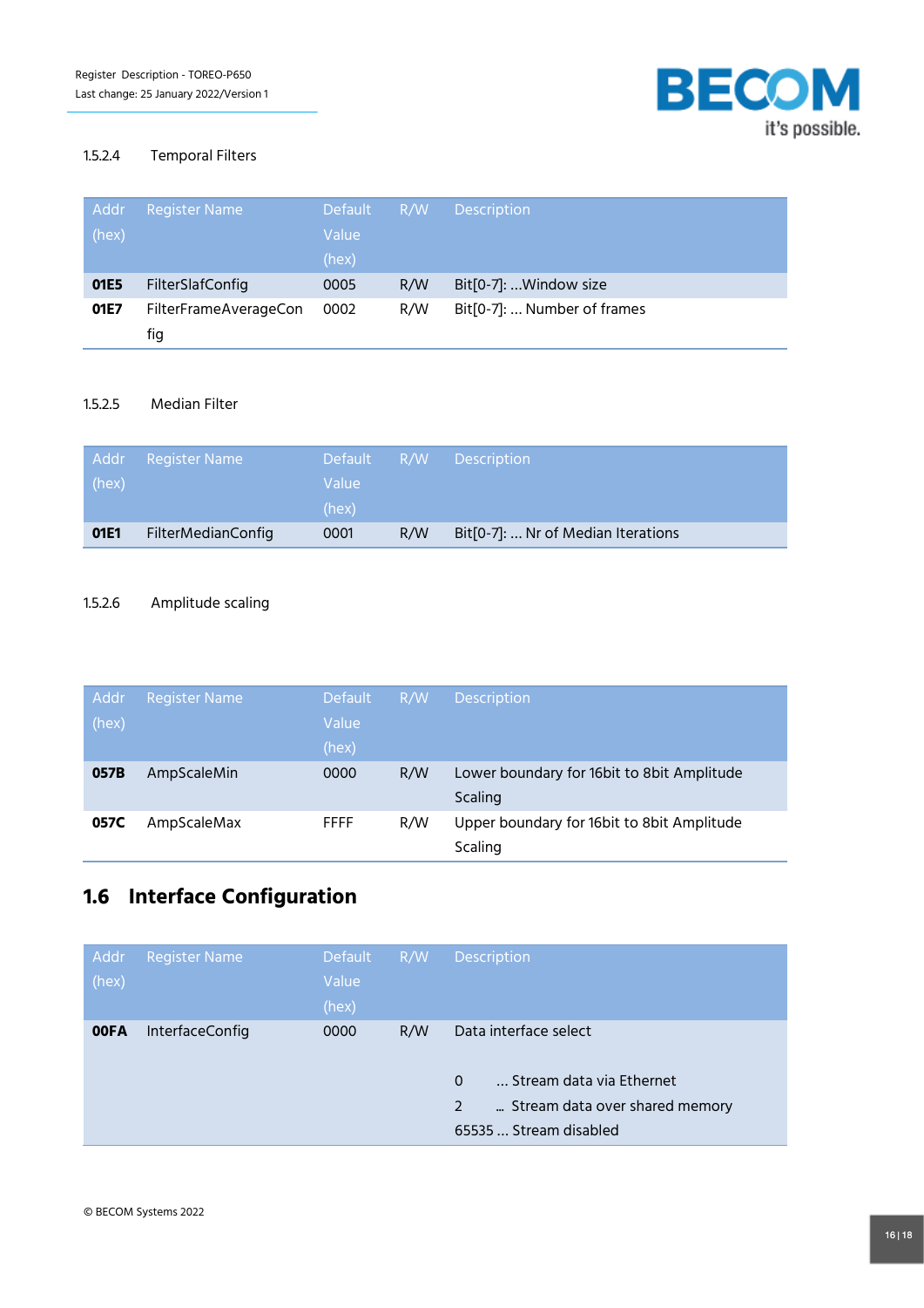#### 1.5.2.4 Temporal Filters

| Addr (hex) | Register Name | Default Value (hex) | R/W | Description |
|---|---|---|---|---|
| **01E5** | FilterSlafConfig | 0005 | R/W | Bit[0-7]: ...Window size |
| **01E7** | FilterFrameAverageConfig | 0002 | R/W | Bit[0-7]: ... Number of frames |

#### 1.5.2.5 Median Filter

| Addr (hex) | Register Name | Default Value (hex) | R/W | Description |
|---|---|---|---|---|
| **01E1** | FilterMedianConfig | 0001 | R/W | Bit[0-7]: ... Nr of Median Iterations |

#### 1.5.2.6 Amplitude scaling

| Addr (hex) | Register Name | Default Value (hex) | R/W | Description |
|---|---|---|---|---|
| **057B** | AmpScaleMin | 0000 | R/W | Lower boundary for 16bit to 8bit Amplitude Scaling |
| **057C** | AmpScaleMax | FFFF | R/W | Upper boundary for 16bit to 8bit Amplitude Scaling |

## 1.6 Interface Configuration

| Addr (hex) | Register Name | Default Value (hex) | R/W | Description |
|---|---|---|---|---|
| **00FA** | InterfaceConfig | 0000 | R/W | Data interface select<br><br>0 ... Stream data via Ethernet<br>2 ... Stream data over shared memory<br>65535 ... Stream disabled |

© BECOM Systems 2022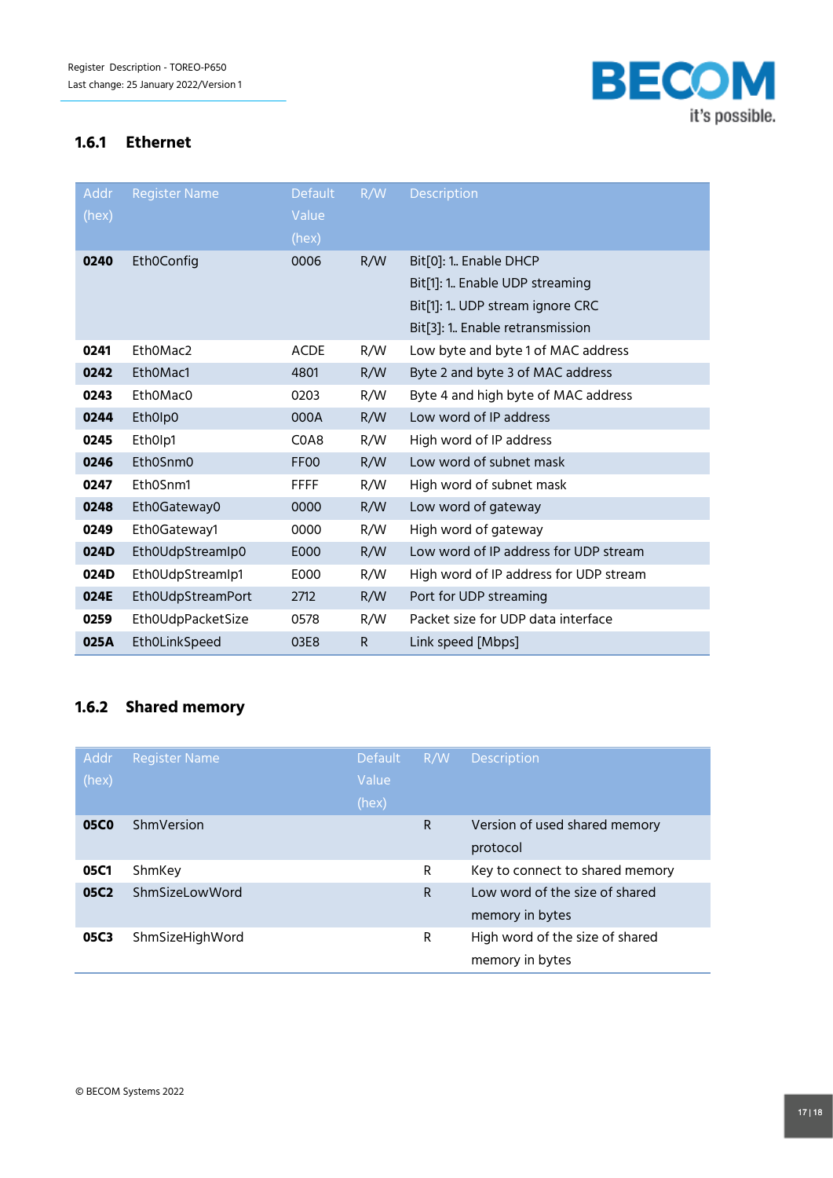### 1.6.1 Ethernet

| Addr (hex) | Register Name | Default Value (hex) | R/W | Description |
|---|---|---|---|---|
| **0240** | Eth0Config | 0006 | R/W | Bit[0]: 1.. Enable DHCP<br>Bit[1]: 1.. Enable UDP streaming<br>Bit[1]: 1.. UDP stream ignore CRC<br>Bit[3]: 1.. Enable retransmission |
| **0241** | Eth0Mac2 | ACDE | R/W | Low byte and byte 1 of MAC address |
| **0242** | Eth0Mac1 | 4801 | R/W | Byte 2 and byte 3 of MAC address |
| **0243** | Eth0Mac0 | 0203 | R/W | Byte 4 and high byte of MAC address |
| **0244** | Eth0Ip0 | 000A | R/W | Low word of IP address |
| **0245** | Eth0Ip1 | C0A8 | R/W | High word of IP address |
| **0246** | Eth0Snm0 | FF00 | R/W | Low word of subnet mask |
| **0247** | Eth0Snm1 | FFFF | R/W | High word of subnet mask |
| **0248** | Eth0Gateway0 | 0000 | R/W | Low word of gateway |
| **0249** | Eth0Gateway1 | 0000 | R/W | High word of gateway |
| **024D** | Eth0UdpStreamIp0 | E000 | R/W | Low word of IP address for UDP stream |
| **024D** | Eth0UdpStreamIp1 | E000 | R/W | High word of IP address for UDP stream |
| **024E** | Eth0UdpStreamPort | 2712 | R/W | Port for UDP streaming |
| **0259** | Eth0UdpPacketSize | 0578 | R/W | Packet size for UDP data interface |
| **025A** | Eth0LinkSpeed | 03E8 | R | Link speed [Mbps] |

### 1.6.2 Shared memory

| Addr (hex) | Register Name | Default Value (hex) | R/W | Description |
|---|---|---|---|---|
| **05C0** | ShmVersion | | R | Version of used shared memory protocol |
| **05C1** | ShmKey | | R | Key to connect to shared memory |
| **05C2** | ShmSizeLowWord | | R | Low word of the size of shared memory in bytes |
| **05C3** | ShmSizeHighWord | | R | High word of the size of shared memory in bytes |

© BECOM Systems 2022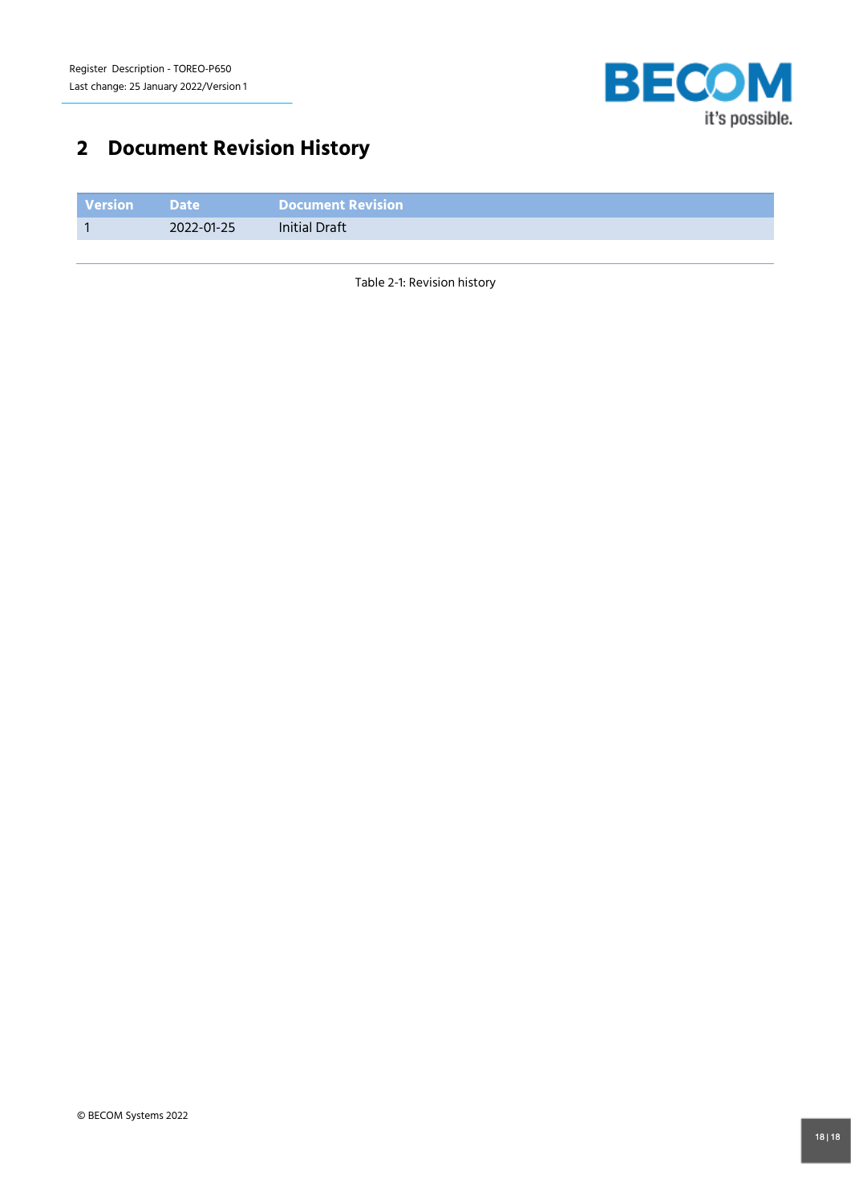# 2 Document Revision History

| Version | Date | Document Revision |
|---|---|---|
| 1 | 2022-01-25 | Initial Draft |

Table 2-1: Revision history

© BECOM Systems 2022